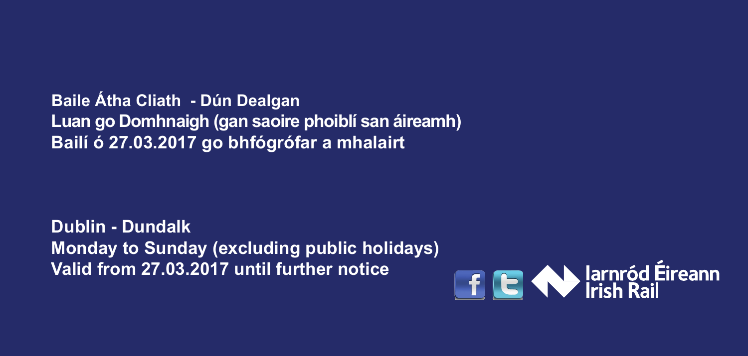**Baile Átha Cliath - Dún Dealgan**
**Luan go Domhnaigh (gan saoire phoiblí san áireamh)**
**Bailí ó 27.03.2017 go bhfógrófar a mhalairt**

**Dublin - Dundalk**
**Monday to Sunday (excluding public holidays)**
**Valid from 27.03.2017 until further notice**

Iarnród Éireann
Irish Rail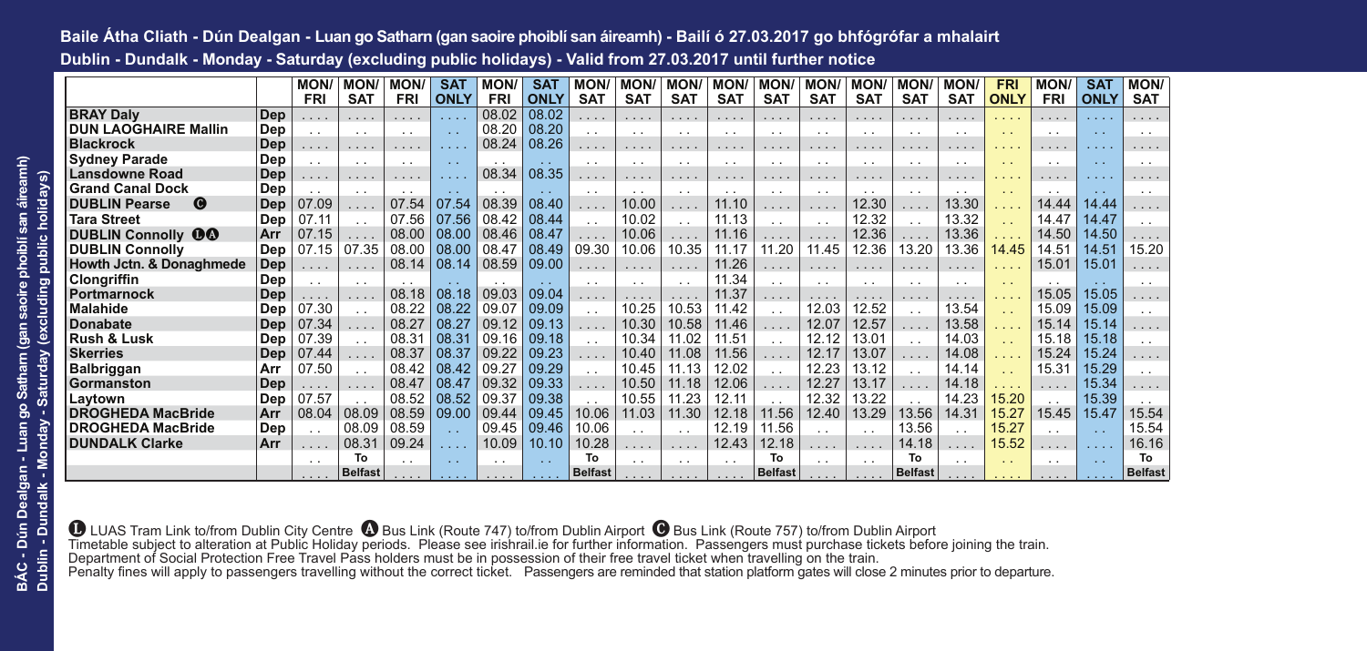## Baile Átha Cliath - Dún Dealgan - Luan go Satharn (gan saoire phoiblí san áireamh) - Bailí ó 27.03.2017 go bhfógrófar a mhalairt

## Dublin - Dundalk - Monday - Saturday (excluding public holidays) - Valid from 27.03.2017 until further notice

| | | MON/ FRI | MON/ SAT | MON/ FRI | SAT ONLY | MON/ FRI | SAT ONLY | MON/ SAT | MON/ SAT | MON/ SAT | MON/ SAT | MON/ SAT | MON/ SAT | MON/ SAT | MON/ SAT | MON/ SAT | FRI ONLY | MON/ FRI | SAT ONLY | MON/ SAT |
|---|---|---|---|---|---|---|---|---|---|---|---|---|---|---|---|---|---|---|---|---|
| **BRAY Daly** | **Dep** | .... | .... | .... | .... | 08.02 | 08.02 | .... | .... | .... | .... | .... | .... | .... | .... | .... | .... | .... | .... | .... |
| **DUN LAOGHAIRE Mallin** | **Dep** | . . | . . | . . | . . | 08.20 | 08.20 | . . | . . | . . | . . | . . | . . | . . | . . | . . | . . | . . | . . | . . |
| **Blackrock** | **Dep** | .... | .... | .... | .... | 08.24 | 08.26 | .... | .... | .... | .... | .... | .... | .... | .... | .... | .... | .... | .... | .... |
| **Sydney Parade** | **Dep** | . . | . . | . . | . . | . . | . . | . . | . . | . . | . . | . . | . . | . . | . . | . . | . . | . . | . . | . . |
| **Lansdowne Road** | **Dep** | .... | .... | .... | .... | 08.34 | 08.35 | .... | .... | .... | .... | .... | .... | .... | .... | .... | .... | .... | .... | .... |
| **Grand Canal Dock** | **Dep** | . . | . . | . . | . . | . . | . . | . . | . . | . . | . . | . . | . . | . . | . . | . . | . . | . . | . . | . . |
| **DUBLIN Pearse** Ⓒ | **Dep** | 07.09 | .... | 07.54 | 07.54 | 08.39 | 08.40 | .... | 10.00 | .... | 11.10 | .... | .... | 12.30 | .... | 13.30 | .... | 14.44 | 14.44 | .... |
| **Tara Street** | **Dep** | 07.11 | . . | 07.56 | 07.56 | 08.42 | 08.44 | . . | 10.02 | . . | 11.13 | . . | . . | 12.32 | . . | 13.32 | . . | 14.47 | 14.47 | . . |
| **DUBLIN Connolly** ⓁⒶ | **Arr** | 07.15 | .... | 08.00 | 08.00 | 08.46 | 08.47 | .... | 10.06 | .... | 11.16 | .... | .... | 12.36 | .... | 13.36 | .... | 14.50 | 14.50 | .... |
| **DUBLIN Connolly** | **Dep** | 07.15 | 07.35 | 08.00 | 08.00 | 08.47 | 08.49 | 09.30 | 10.06 | 10.35 | 11.17 | 11.20 | 11.45 | 12.36 | 13.20 | 13.36 | 14.45 | 14.51 | 14.51 | 15.20 |
| **Howth Jctn. & Donaghmede** | **Dep** | .... | .... | 08.14 | 08.14 | 08.59 | 09.00 | .... | .... | .... | 11.26 | .... | .... | .... | .... | .... | .... | 15.01 | 15.01 | .... |
| **Clongriffin** | **Dep** | . . | . . | . . | . . | . . | . . | . . | . . | . . | 11.34 | . . | . . | . . | . . | . . | . . | . . | . . | . . |
| **Portmarnock** | **Dep** | .... | .... | 08.18 | 08.18 | 09.03 | 09.04 | .... | .... | .... | 11.37 | .... | .... | .... | .... | .... | .... | 15.05 | 15.05 | .... |
| **Malahide** | **Dep** | 07.30 | . . | 08.22 | 08.22 | 09.07 | 09.09 | . . | 10.25 | 10.53 | 11.42 | . . | 12.03 | 12.52 | . . | 13.54 | . . | 15.09 | 15.09 | . . |
| **Donabate** | **Dep** | 07.34 | .... | 08.27 | 08.27 | 09.12 | 09.13 | .... | 10.30 | 10.58 | 11.46 | .... | 12.07 | 12.57 | .... | 13.58 | .... | 15.14 | 15.14 | .... |
| **Rush & Lusk** | **Dep** | 07.39 | . . | 08.31 | 08.31 | 09.16 | 09.18 | . . | 10.34 | 11.02 | 11.51 | . . | 12.12 | 13.01 | . . | 14.03 | . . | 15.18 | 15.18 | . . |
| **Skerries** | **Dep** | 07.44 | .... | 08.37 | 08.37 | 09.22 | 09.23 | .... | 10.40 | 11.08 | 11.56 | .... | 12.17 | 13.07 | .... | 14.08 | .... | 15.24 | 15.24 | .... |
| **Balbriggan** | **Arr** | 07.50 | . . | 08.42 | 08.42 | 09.27 | 09.29 | . . | 10.45 | 11.13 | 12.02 | . . | 12.23 | 13.12 | . . | 14.14 | . . | 15.31 | 15.29 | . . |
| **Gormanston** | **Dep** | .... | .... | 08.47 | 08.47 | 09.32 | 09.33 | .... | 10.50 | 11.18 | 12.06 | .... | 12.27 | 13.17 | .... | 14.18 | .... | .... | 15.34 | .... |
| **Laytown** | **Dep** | 07.57 | . . | 08.52 | 08.52 | 09.37 | 09.38 | . . | 10.55 | 11.23 | 12.11 | . . | 12.32 | 13.22 | . . | 14.23 | 15.20 | . . | 15.39 | . . |
| **DROGHEDA MacBride** | **Arr** | 08.04 | 08.09 | 08.59 | 09.00 | 09.44 | 09.45 | 10.06 | 11.03 | 11.30 | 12.18 | 11.56 | 12.40 | 13.29 | 13.56 | 14.31 | 15.27 | 15.45 | 15.47 | 15.54 |
| **DROGHEDA MacBride** | **Dep** | . . | 08.09 | 08.59 | . . | 09.45 | 09.46 | 10.06 | . . | . . | 12.19 | 11.56 | . . | . . | 13.56 | . . | 15.27 | . . | . . | 15.54 |
| **DUNDALK Clarke** | **Arr** | .... | 08.31 | 09.24 | .... | 10.09 | 10.10 | 10.28 | .... | .... | 12.43 | 12.18 | .... | .... | 14.18 | .... | 15.52 | .... | .... | 16.16 |
| | | . . | To Belfast | . . | . . | . . | . . | To Belfast | . . | . . | . . | To Belfast | . . | . . | To Belfast | . . | . . | . . | . . | To Belfast |

Ⓛ LUAS Tram Link to/from Dublin City Centre Ⓐ Bus Link (Route 747) to/from Dublin Airport Ⓒ Bus Link (Route 757) to/from Dublin Airport

Timetable subject to alteration at Public Holiday periods. Please see irishrail.ie for further information. Passengers must purchase tickets before joining the train.

Department of Social Protection Free Travel Pass holders must be in possession of their free travel ticket when travelling on the train.

Penalty fines will apply to passengers travelling without the correct ticket. Passengers are reminded that station platform gates will close 2 minutes prior to departure.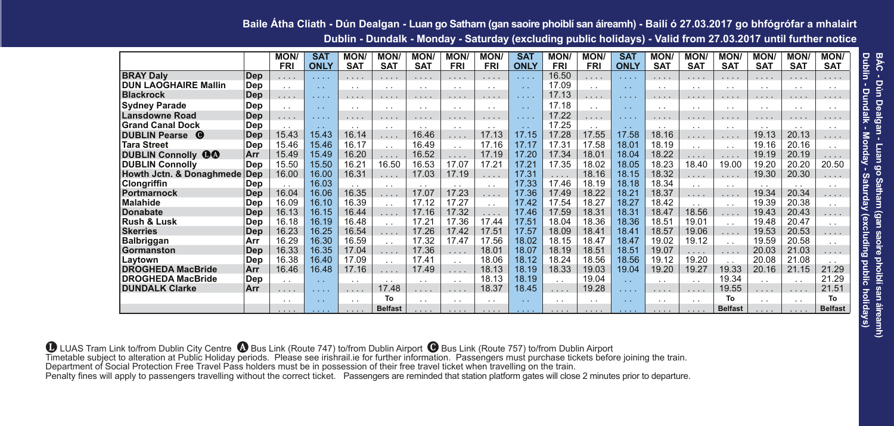## Baile Átha Cliath - Dún Dealgan - Luan go Satharn (gan saoire phoiblí san áireamh) - Bailí ó 27.03.2017 go bhfógrófar a mhalairt

## Dublin - Dundalk - Monday - Saturday (excluding public holidays) - Valid from 27.03.2017 until further notice

| | | MON/ FRI | SAT ONLY | MON/ SAT | MON/ SAT | MON/ SAT | MON/ FRI | MON/ FRI | SAT ONLY | MON/ FRI | MON/ FRI | SAT ONLY | MON/ SAT | MON/ SAT | MON/ SAT | MON/ SAT | MON/ SAT | MON/ SAT |
|---|---|---|---|---|---|---|---|---|---|---|---|---|---|---|---|---|---|---|
| **BRAY Daly** | **Dep** | .... | .... | .... | .... | .... | .... | .... | .... | 16.50 | .... | .... | .... | .... | .... | .... | .... | .... |
| **DUN LAOGHAIRE Mallin** | **Dep** | .. | .. | .. | .. | .. | .. | .. | .. | 17.09 | .. | .. | .. | .. | .. | .. | .. | .. |
| **Blackrock** | **Dep** | .... | .... | .... | .... | .... | .... | .... | .... | 17.13 | .... | .... | .... | .... | .... | .... | .... | .... |
| **Sydney Parade** | **Dep** | .. | .. | .. | .. | .. | .. | .. | .. | 17.18 | .. | .. | .. | .. | .. | .. | .. | .. |
| **Lansdowne Road** | **Dep** | .... | .... | .... | .... | .... | .... | .... | .... | 17.22 | .... | .... | .... | .... | .... | .... | .... | .... |
| **Grand Canal Dock** | **Dep** | .. | .. | .. | .. | .. | .. | .. | .. | 17.25 | .. | .. | .. | .. | .. | .. | .. | .. |
| **DUBLIN Pearse** Ⓒ | **Dep** | 15.43 | 15.43 | 16.14 | .... | 16.46 | .... | 17.13 | 17.15 | 17.28 | 17.55 | 17.58 | 18.16 | .... | .... | 19.13 | 20.13 | .... |
| **Tara Street** | **Dep** | 15.46 | 15.46 | 16.17 | .. | 16.49 | .. | 17.16 | 17.17 | 17.31 | 17.58 | 18.01 | 18.19 | .. | .. | 19.16 | 20.16 | .. |
| **DUBLIN Connolly** Ⓛ Ⓐ | **Arr** | 15.49 | 15.49 | 16.20 | .... | 16.52 | .... | 17.19 | 17.20 | 17.34 | 18.01 | 18.04 | 18.22 | .... | .... | 19.19 | 20.19 | .... |
| **DUBLIN Connolly** | **Dep** | 15.50 | 15.50 | 16.21 | 16.50 | 16.53 | 17.07 | 17.21 | 17.21 | 17.35 | 18.02 | 18.05 | 18.23 | 18.40 | 19.00 | 19.20 | 20.20 | 20.50 |
| **Howth Jctn. & Donaghmede** | **Dep** | 16.00 | 16.00 | 16.31 | .... | 17.03 | 17.19 | .... | 17.31 | .... | 18.16 | 18.15 | 18.32 | .... | .... | 19.30 | 20.30 | .... |
| **Clongriffin** | **Dep** | .. | 16.03 | .. | .. | .. | .. | .. | 17.33 | 17.46 | 18.19 | 18.18 | 18.34 | .. | .. | .. | .. | .. |
| **Portmarnock** | **Dep** | 16.04 | 16.06 | 16.35 | .... | 17.07 | 17.23 | .... | 17.36 | 17.49 | 18.22 | 18.21 | 18.37 | .... | .... | 19.34 | 20.34 | .... |
| **Malahide** | **Dep** | 16.09 | 16.10 | 16.39 | .. | 17.12 | 17.27 | .. | 17.42 | 17.54 | 18.27 | 18.27 | 18.42 | .. | .. | 19.39 | 20.38 | .. |
| **Donabate** | **Dep** | 16.13 | 16.15 | 16.44 | .... | 17.16 | 17.32 | .... | 17.46 | 17.59 | 18.31 | 18.31 | 18.47 | 18.56 | .... | 19.43 | 20.43 | .... |
| **Rush & Lusk** | **Dep** | 16.18 | 16.19 | 16.48 | .. | 17.21 | 17.36 | 17.44 | 17.51 | 18.04 | 18.36 | 18.36 | 18.51 | 19.01 | .. | 19.48 | 20.47 | .. |
| **Skerries** | **Dep** | 16.23 | 16.25 | 16.54 | .... | 17.26 | 17.42 | 17.51 | 17.57 | 18.09 | 18.41 | 18.41 | 18.57 | 19.06 | .... | 19.53 | 20.53 | .... |
| **Balbriggan** | **Arr** | 16.29 | 16.30 | 16.59 | .. | 17.32 | 17.47 | 17.56 | 18.02 | 18.15 | 18.47 | 18.47 | 19.02 | 19.12 | .. | 19.59 | 20.58 | .. |
| **Gormanston** | **Dep** | 16.33 | 16.35 | 17.04 | .... | 17.36 | .... | 18.01 | 18.07 | 18.19 | 18.51 | 18.51 | 19.07 | .... | .... | 20.03 | 21.03 | .... |
| **Laytown** | **Dep** | 16.38 | 16.40 | 17.09 | .. | 17.41 | .. | 18.06 | 18.12 | 18.24 | 18.56 | 18.56 | 19.12 | 19.20 | .. | 20.08 | 21.08 | .. |
| **DROGHEDA MacBride** | **Arr** | 16.46 | 16.48 | 17.16 | .... | 17.49 | .... | 18.13 | 18.19 | 18.33 | 19.03 | 19.04 | 19.20 | 19.27 | 19.33 | 20.16 | 21.15 | 21.29 |
| **DROGHEDA MacBride** | **Dep** | .. | .. | .. | .. | .. | .. | 18.13 | 18.19 | .. | 19.04 | .. | .. | .. | 19.34 | .. | .. | 21.29 |
| **DUNDALK Clarke** | **Arr** | .... | .... | .... | 17.48 | .... | .... | 18.37 | 18.45 | .... | 19.28 | .... | .... | .... | 19.55 | .... | .... | 21.51 |
| | | .. | .. | .. | To | .. | .. | .. | .. | .. | .. | .. | .. | .. | To | .. | .. | To |
| | | .... | .... | .... | Belfast | .... | .... | .... | .... | .... | .... | .... | .... | .... | Belfast | .... | .... | Belfast |

Ⓛ LUAS Tram Link to/from Dublin City Centre Ⓐ Bus Link (Route 747) to/from Dublin Airport Ⓒ Bus Link (Route 757) to/from Dublin Airport

Timetable subject to alteration at Public Holiday periods. Please see irishrail.ie for further information. Passengers must purchase tickets before joining the train.

Department of Social Protection Free Travel Pass holders must be in possession of their free travel ticket when travelling on the train.

Penalty fines will apply to passengers travelling without the correct ticket. Passengers are reminded that station platform gates will close 2 minutes prior to departure.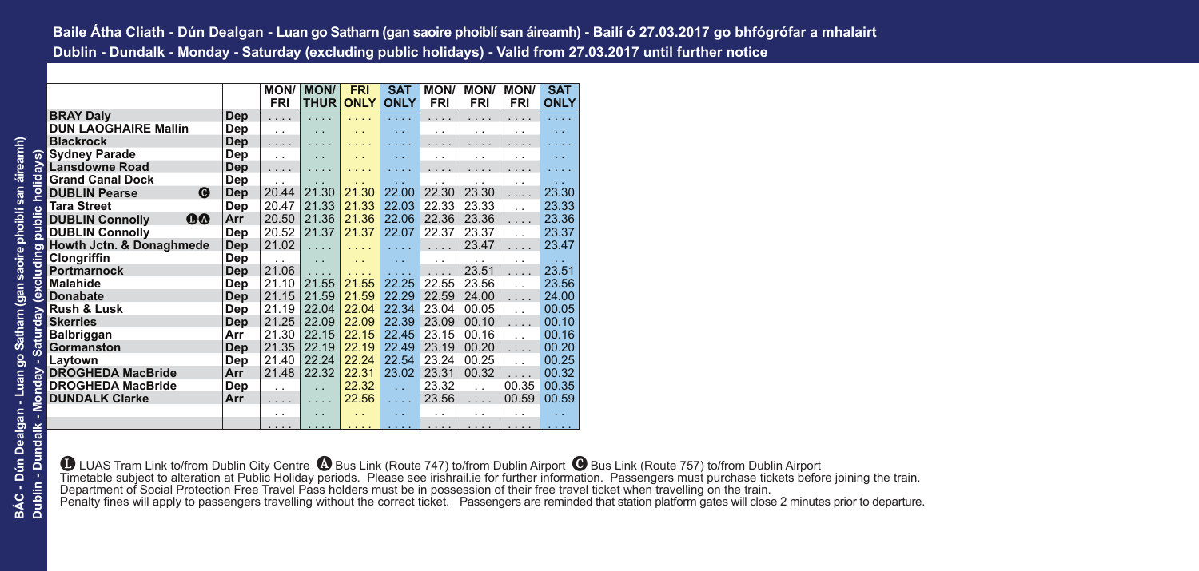## Baile Átha Cliath - Dún Dealgan - Luan go Satharn (gan saoire phoiblí san áireamh) - Bailí ó 27.03.2017 go bhfógrófar a mhalairt

## Dublin - Dundalk - Monday - Saturday (excluding public holidays) - Valid from 27.03.2017 until further notice

| | | MON/ FRI | MON/ THUR | FRI ONLY | SAT ONLY | MON/ FRI | MON/ FRI | MON/ FRI | SAT ONLY |
|---|---|---|---|---|---|---|---|---|---|
| BRAY Daly | Dep | .... | .... | .... | .... | .... | .... | .... | .... |
| DUN LAOGHAIRE Mallin | Dep | .. | .. | .. | .. | .. | .. | .. | .. |
| Blackrock | Dep | .... | .... | .... | .... | .... | .... | .... | .... |
| Sydney Parade | Dep | .. | .. | .. | .. | .. | .. | .. | .. |
| Lansdowne Road | Dep | .... | .... | .... | .... | .... | .... | .... | .... |
| Grand Canal Dock | Dep | .. | .. | .. | .. | .. | .. | .. | .. |
| DUBLIN Pearse Ⓒ | Dep | 20.44 | 21.30 | 21.30 | 22.00 | 22.30 | 23.30 | .... | 23.30 |
| Tara Street | Dep | 20.47 | 21.33 | 21.33 | 22.03 | 22.33 | 23.33 | .. | 23.33 |
| DUBLIN Connolly ⓁⒶ | Arr | 20.50 | 21.36 | 21.36 | 22.06 | 22.36 | 23.36 | .... | 23.36 |
| DUBLIN Connolly | Dep | 20.52 | 21.37 | 21.37 | 22.07 | 22.37 | 23.37 | .. | 23.37 |
| Howth Jctn. & Donaghmede | Dep | 21.02 | .... | .... | .... | .... | 23.47 | .... | 23.47 |
| Clongriffin | Dep | .. | .. | .. | .. | .. | .. | .. | .. |
| Portmarnock | Dep | 21.06 | .... | .... | .... | .... | 23.51 | .... | 23.51 |
| Malahide | Dep | 21.10 | 21.55 | 21.55 | 22.25 | 22.55 | 23.56 | .. | 23.56 |
| Donabate | Dep | 21.15 | 21.59 | 21.59 | 22.29 | 22.59 | 24.00 | .... | 24.00 |
| Rush & Lusk | Dep | 21.19 | 22.04 | 22.04 | 22.34 | 23.04 | 00.05 | .. | 00.05 |
| Skerries | Dep | 21.25 | 22.09 | 22.09 | 22.39 | 23.09 | 00.10 | .... | 00.10 |
| Balbriggan | Arr | 21.30 | 22.15 | 22.15 | 22.45 | 23.15 | 00.16 | .. | 00.16 |
| Gormanston | Dep | 21.35 | 22.19 | 22.19 | 22.49 | 23.19 | 00.20 | .... | 00.20 |
| Laytown | Dep | 21.40 | 22.24 | 22.24 | 22.54 | 23.24 | 00.25 | .. | 00.25 |
| DROGHEDA MacBride | Arr | 21.48 | 22.32 | 22.31 | 23.02 | 23.31 | 00.32 | .... | 00.32 |
| DROGHEDA MacBride | Dep | .. | .. | 22.32 | .. | 23.32 | .. | 00.35 | 00.35 |
| DUNDALK Clarke | Arr | .... | .... | 22.56 | .... | 23.56 | .... | 00.59 | 00.59 |
| | | .. | .. | .. | .. | .. | .. | .. | .. |
| | | .... | .... | .... | .... | .... | .... | .... | .... |

Ⓛ LUAS Tram Link to/from Dublin City Centre Ⓐ Bus Link (Route 747) to/from Dublin Airport Ⓒ Bus Link (Route 757) to/from Dublin Airport

Timetable subject to alteration at Public Holiday periods. Please see irishrail.ie for further information. Passengers must purchase tickets before joining the train.

Department of Social Protection Free Travel Pass holders must be in possession of their free travel ticket when travelling on the train.

Penalty fines will apply to passengers travelling without the correct ticket. Passengers are reminded that station platform gates will close 2 minutes prior to departure.

BÁC - Dún Dealgan - Luan go Satharn (gan saoire phoiblí san áireamh)

Dublin - Dundalk - Monday - Saturday (excluding public holidays)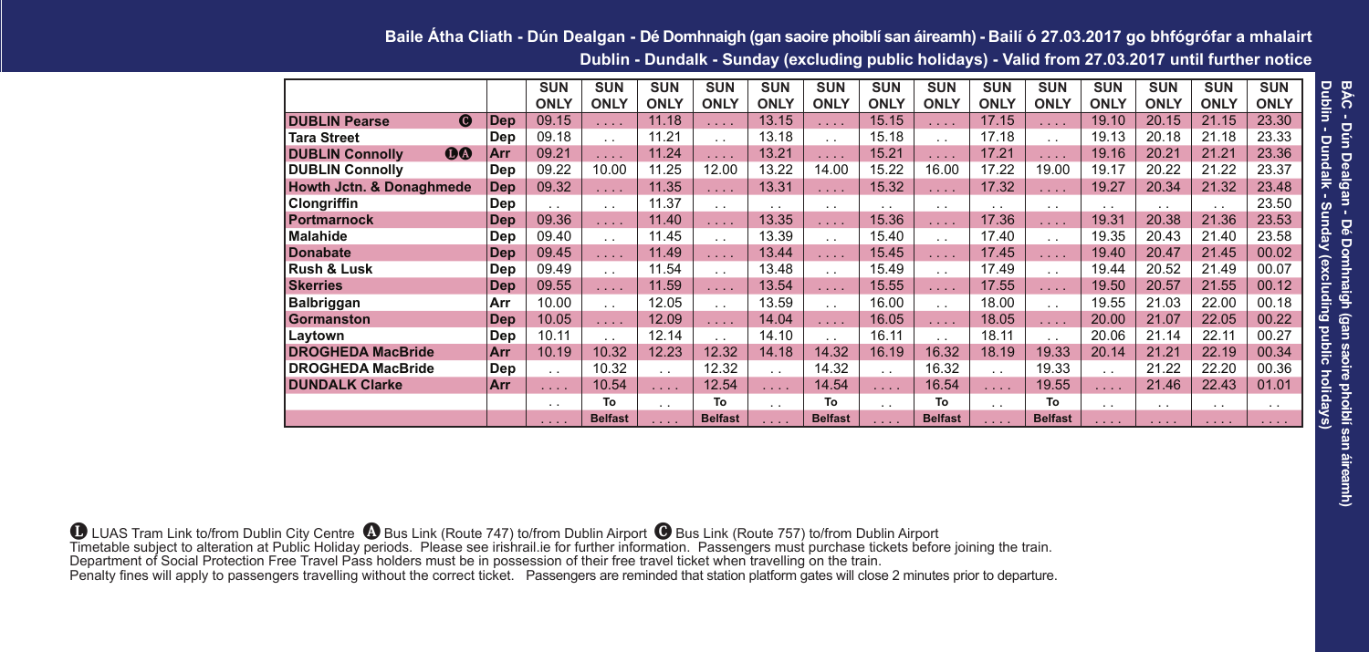## Baile Átha Cliath - Dún Dealgan - Dé Domhnaigh (gan saoire phoiblí san áireamh) - Bailí ó 27.03.2017 go bhfógrófar a mhalairt

## Dublin - Dundalk - Sunday (excluding public holidays) - Valid from 27.03.2017 until further notice

| | | SUN ONLY | SUN ONLY | SUN ONLY | SUN ONLY | SUN ONLY | SUN ONLY | SUN ONLY | SUN ONLY | SUN ONLY | SUN ONLY | SUN ONLY | SUN ONLY | SUN ONLY | SUN ONLY |
|---|---|---|---|---|---|---|---|---|---|---|---|---|---|---|---|
| **DUBLIN Pearse** Ⓒ | **Dep** | 09.15 | .... | 11.18 | .... | 13.15 | .... | 15.15 | .... | 17.15 | .... | 19.10 | 20.15 | 21.15 | 23.30 |
| **Tara Street** | **Dep** | 09.18 | .. | 11.21 | .. | 13.18 | .. | 15.18 | .. | 17.18 | .. | 19.13 | 20.18 | 21.18 | 23.33 |
| **DUBLIN Connolly** ⓁⒶ | **Arr** | 09.21 | .... | 11.24 | .... | 13.21 | .... | 15.21 | .... | 17.21 | .... | 19.16 | 20.21 | 21.21 | 23.36 |
| **DUBLIN Connolly** | **Dep** | 09.22 | 10.00 | 11.25 | 12.00 | 13.22 | 14.00 | 15.22 | 16.00 | 17.22 | 19.00 | 19.17 | 20.22 | 21.22 | 23.37 |
| **Howth Jctn. & Donaghmede** | **Dep** | 09.32 | .... | 11.35 | .... | 13.31 | .... | 15.32 | .... | 17.32 | .... | 19.27 | 20.34 | 21.32 | 23.48 |
| **Clongriffin** | **Dep** | .. | .. | 11.37 | .. | .. | .. | .. | .. | .. | .. | .. | .. | .. | 23.50 |
| **Portmarnock** | **Dep** | 09.36 | .... | 11.40 | .... | 13.35 | .... | 15.36 | .... | 17.36 | .... | 19.31 | 20.38 | 21.36 | 23.53 |
| **Malahide** | **Dep** | 09.40 | .. | 11.45 | .. | 13.39 | .. | 15.40 | .. | 17.40 | .. | 19.35 | 20.43 | 21.40 | 23.58 |
| **Donabate** | **Dep** | 09.45 | .... | 11.49 | .... | 13.44 | .... | 15.45 | .... | 17.45 | .... | 19.40 | 20.47 | 21.45 | 00.02 |
| **Rush & Lusk** | **Dep** | 09.49 | .. | 11.54 | .. | 13.48 | .. | 15.49 | .. | 17.49 | .. | 19.44 | 20.52 | 21.49 | 00.07 |
| **Skerries** | **Dep** | 09.55 | .... | 11.59 | .... | 13.54 | .... | 15.55 | .... | 17.55 | .... | 19.50 | 20.57 | 21.55 | 00.12 |
| **Balbriggan** | **Arr** | 10.00 | .. | 12.05 | .. | 13.59 | .. | 16.00 | .. | 18.00 | .. | 19.55 | 21.03 | 22.00 | 00.18 |
| **Gormanston** | **Dep** | 10.05 | .... | 12.09 | .... | 14.04 | .... | 16.05 | .... | 18.05 | .... | 20.00 | 21.07 | 22.05 | 00.22 |
| **Laytown** | **Dep** | 10.11 | .. | 12.14 | .. | 14.10 | .. | 16.11 | .. | 18.11 | .. | 20.06 | 21.14 | 22.11 | 00.27 |
| **DROGHEDA MacBride** | **Arr** | 10.19 | 10.32 | 12.23 | 12.32 | 14.18 | 14.32 | 16.19 | 16.32 | 18.19 | 19.33 | 20.14 | 21.21 | 22.19 | 00.34 |
| **DROGHEDA MacBride** | **Dep** | .. | 10.32 | .. | 12.32 | .. | 14.32 | .. | 16.32 | .. | 19.33 | .. | 21.22 | 22.20 | 00.36 |
| **DUNDALK Clarke** | **Arr** | .... | 10.54 | .... | 12.54 | .... | 14.54 | .... | 16.54 | .... | 19.55 | .... | 21.46 | 22.43 | 01.01 |
| | | .. | **To** | .. | **To** | .. | **To** | .. | **To** | .. | **To** | .. | .. | .. | .. |
| | | .... | **Belfast** | .... | **Belfast** | .... | **Belfast** | .... | **Belfast** | .... | **Belfast** | .... | .... | .... | .... |

Ⓛ LUAS Tram Link to/from Dublin City Centre Ⓐ Bus Link (Route 747) to/from Dublin Airport Ⓒ Bus Link (Route 757) to/from Dublin Airport

Timetable subject to alteration at Public Holiday periods. Please see irishrail.ie for further information. Passengers must purchase tickets before joining the train.

Department of Social Protection Free Travel Pass holders must be in possession of their free travel ticket when travelling on the train.

Penalty fines will apply to passengers travelling without the correct ticket. Passengers are reminded that station platform gates will close 2 minutes prior to departure.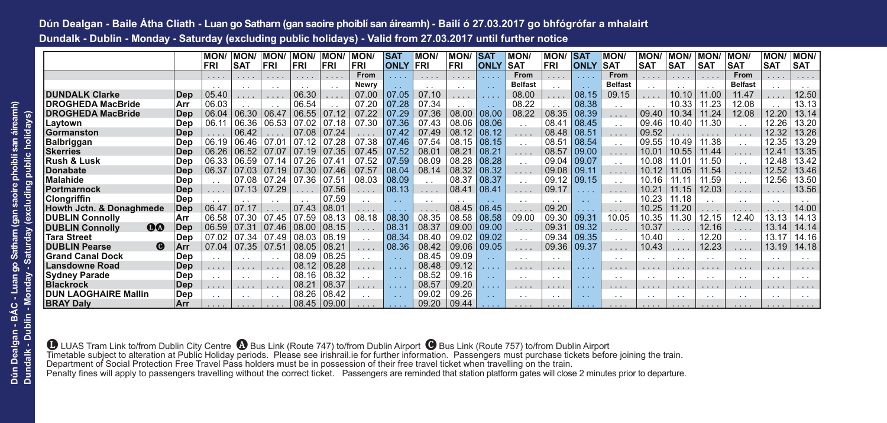## Dún Dealgan - Baile Átha Cliath - Luan go Satharn (gan saoire phoiblí san áireamh) - Bailí ó 27.03.2017 go bhfógrófar a mhalairt

## Dundalk - Dublin - Monday - Saturday (excluding public holidays) - Valid from 27.03.2017 until further notice

| | | MON/ FRI | MON/ SAT | MON/ FRI | MON/ FRI | MON/ FRI | MON/ FRI | SAT ONLY | MON/ FRI | MON/ FRI | SAT ONLY | MON/ SAT | MON/ FRI | SAT ONLY | MON/ SAT | MON/ SAT | MON/ SAT | MON/ SAT | MON/ SAT | MON/ SAT | MON/ SAT |
|---|---|---|---|---|---|---|---|---|---|---|---|---|---|---|---|---|---|---|---|---|---|
| | | .... | .... | .... | .... | .... | From Newry | .... | .... | .... | .... | From Belfast | .... | .... | From Belfast | .... | .... | .... | From Belfast | .... | .... |
| **DUNDALK Clarke** | **Dep** | 05.40 | .... | .... | 06.30 | .... | 07.00 | 07.05 | 07.10 | .... | .... | 08.00 | .... | 08.15 | 09.15 | .... | 10.10 | 11.00 | 11.47 | .... | 12.50 |
| **DROGHEDA MacBride** | **Arr** | 06.03 | .. | .. | 06.54 | .. | 07.20 | 07.28 | 07.34 | .. | .. | 08.22 | .. | 08.38 | .. | .. | 10.33 | 11.23 | 12.08 | .. | 13.13 |
| **DROGHEDA MacBride** | **Dep** | 06.04 | 06.30 | 06.47 | 06.55 | 07.12 | 07.22 | 07.29 | 07.36 | 08.00 | 08.00 | 08.22 | 08.35 | 08.39 | .... | 09.40 | 10.34 | 11.24 | 12.08 | 12.20 | 13.14 |
| **Laytown** | **Dep** | 06.11 | 06.36 | 06.53 | 07.02 | 07.18 | 07.30 | 07.36 | 07.43 | 08.06 | 08.06 | .. | 08.41 | 08.45 | .. | 09.46 | 10.40 | 11.30 | .. | 12.26 | 13.20 |
| **Gormanston** | **Dep** | .... | 06.42 | .... | 07.08 | 07.24 | .... | 07.42 | 07.49 | 08.12 | 08.12 | .... | 08.48 | 08.51 | .... | 09.52 | .... | .... | .... | 12.32 | 13.26 |
| **Balbriggan** | **Dep** | 06.19 | 06.46 | 07.01 | 07.12 | 07.28 | 07.38 | 07.46 | 07.54 | 08.15 | 08.15 | .. | 08.51 | 08.54 | .. | 09.55 | 10.49 | 11.38 | .. | 12.35 | 13.29 |
| **Skerries** | **Dep** | 06.26 | 06.52 | 07.07 | 07.19 | 07.35 | 07.45 | 07.52 | 08.01 | 08.21 | 08.21 | .... | 08.57 | 09.00 | .... | 10.01 | 10.55 | 11.44 | .... | 12.41 | 13.35 |
| **Rush & Lusk** | **Dep** | 06.33 | 06.59 | 07.14 | 07.26 | 07.41 | 07.52 | 07.59 | 08.09 | 08.28 | 08.28 | .. | 09.04 | 09.07 | .. | 10.08 | 11.01 | 11.50 | .. | 12.48 | 13.42 |
| **Donabate** | **Dep** | 06.37 | 07.03 | 07.19 | 07.30 | 07.46 | 07.57 | 08.04 | 08.14 | 08.32 | 08.32 | .... | 09.08 | 09.11 | .... | 10.12 | 11.05 | 11.54 | .... | 12.52 | 13.46 |
| **Malahide** | **Dep** | .. | 07.08 | 07.24 | 07.36 | 07.51 | 08.03 | 08.09 | .. | 08.37 | 08.37 | .. | 09.12 | 09.15 | .. | 10.16 | 11.11 | 11.59 | .. | 12.56 | 13.50 |
| **Portmarnock** | **Dep** | .... | 07.13 | 07.29 | .... | 07.56 | .... | 08.13 | .... | 08.41 | 08.41 | .... | 09.17 | .... | .... | 10.21 | 11.15 | 12.03 | .... | .... | 13.56 |
| **Clongriffin** | **Dep** | .. | .. | .. | .. | 07.59 | .. | .. | .. | .. | .. | .. | .. | .. | .. | 10.23 | 11.18 | .. | .. | .. | .. |
| **Howth Jctn. & Donaghmede** | **Dep** | 06.47 | 07.17 | .... | 07.43 | 08.01 | .... | .... | .... | 08.45 | 08.45 | .... | 09.20 | .... | .... | 10.25 | 11.20 | .... | .... | .... | 14.00 |
| **DUBLIN Connolly** | **Arr** | 06.58 | 07.30 | 07.45 | 07.59 | 08.13 | 08.18 | 08.30 | 08.35 | 08.58 | 08.58 | 09.00 | 09.30 | 09.31 | 10.05 | 10.35 | 11.30 | 12.15 | 12.40 | 13.13 | 14.13 |
| **DUBLIN Connolly** (L)(A) | **Dep** | 06.59 | 07.31 | 07.46 | 08.00 | 08.15 | .... | 08.31 | 08.37 | 09.00 | 09.00 | .... | 09.31 | 09.32 | .... | 10.37 | .... | 12.16 | .... | 13.14 | 14.14 |
| **Tara Street** | **Dep** | 07.02 | 07.34 | 07.49 | 08.03 | 08.19 | .. | 08.34 | 08.40 | 09.02 | 09.02 | .. | 09.34 | 09.35 | .. | 10.40 | .. | 12.20 | .. | 13.17 | 14.16 |
| **DUBLIN Pearse** (C) | **Arr** | 07.04 | 07.35 | 07.51 | 08.05 | 08.21 | .... | 08.36 | 08.42 | 09.06 | 09.05 | .... | 09.36 | 09.37 | .... | 10.43 | .... | 12.23 | .... | 13.19 | 14.18 |
| **Grand Canal Dock** | **Dep** | .. | .. | .. | 08.09 | 08.25 | .. | .. | 08.45 | 09.09 | .. | .. | .. | .. | .. | .. | .. | .. | .. | .. | .. |
| **Lansdowne Road** | **Dep** | .... | .... | .... | 08.12 | 08.28 | .... | .... | 08.48 | 09.12 | .... | .... | .... | .... | .... | .... | .... | .... | .... | .... | .... |
| **Sydney Parade** | **Dep** | .. | .. | .. | 08.16 | 08.32 | .. | .. | 08.52 | 09.16 | .. | .. | .. | .. | .. | .. | .. | .. | .. | .. | .. |
| **Blackrock** | **Dep** | .... | .... | .... | 08.21 | 08.37 | .... | .... | 08.57 | 09.20 | .... | .... | .... | .... | .... | .... | .... | .... | .... | .... | .... |
| **DUN LAOGHAIRE Mallin** | **Dep** | .. | .. | .. | 08.26 | 08.42 | .. | .. | 09.02 | 09.26 | .. | .. | .. | .. | .. | .. | .. | .. | .. | .. | .. |
| **BRAY Daly** | **Arr** | .... | .... | .... | 08.45 | 09.00 | .... | .... | 09.20 | 09.44 | .... | .... | .... | .... | .... | .... | .... | .... | .... | .... | .... |

(L) LUAS Tram Link to/from Dublin City Centre (A) Bus Link (Route 747) to/from Dublin Airport (C) Bus Link (Route 757) to/from Dublin Airport

Timetable subject to alteration at Public Holiday periods. Please see irishrail.ie for further information. Passengers must purchase tickets before joining the train.

Department of Social Protection Free Travel Pass holders must be in possession of their free travel ticket when travelling on the train.

Penalty fines will apply to passengers travelling without the correct ticket. Passengers are reminded that station platform gates will close 2 minutes prior to departure.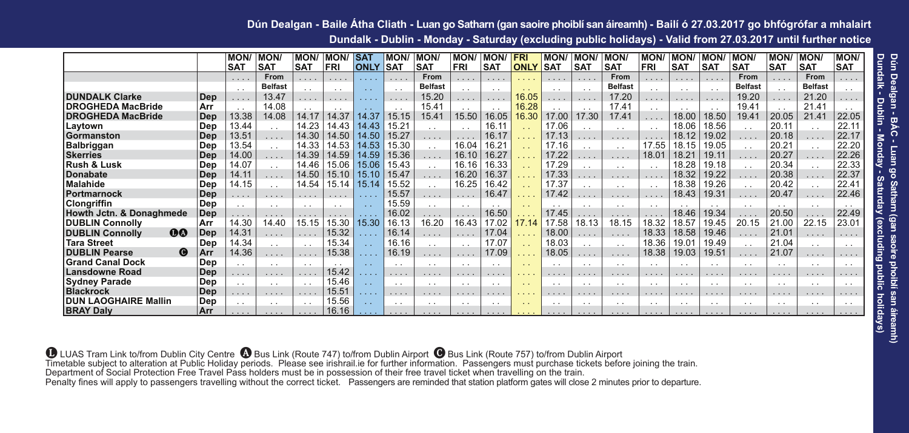# Dún Dealgan - Baile Átha Cliath - Luan go Satharn (gan saoire phoiblí san áireamh) - Bailí ó 27.03.2017 go bhfógrófar a mhalairt

## Dundalk - Dublin - Monday - Saturday (excluding public holidays) - Valid from 27.03.2017 until further notice

| | | MON/ SAT | MON/ SAT | MON/ SAT | MON/ FRI | SAT ONLY | MON/ SAT | MON/ SAT | MON/ FRI | MON/ SAT | FRI ONLY | MON/ SAT | MON/ SAT | MON/ SAT | MON/ FRI | MON/ SAT | MON/ SAT | MON/ SAT | MON/ SAT | MON/ SAT | MON/ SAT |
|---|---|---|---|---|---|---|---|---|---|---|---|---|---|---|---|---|---|---|---|---|---|
| | | .... | From Belfast | .... | .... | .... | .... | From Belfast | .... | .... | .... | .... | .... | From Belfast | .... | .... | .... | From Belfast | .... | From Belfast | .... |
| **DUNDALK Clarke** | Dep | .... | 13.47 | .... | .... | .... | .... | 15.20 | .... | .... | 16.05 | .... | .... | 17.20 | .... | .... | .... | 19.20 | .... | 21.20 | .... |
| **DROGHEDA MacBride** | Arr | .. | 14.08 | .. | .. | .. | .. | 15.41 | .. | .. | 16.28 | .. | .. | 17.41 | .. | .. | .. | 19.41 | .. | 21.41 | .. |
| **DROGHEDA MacBride** | Dep | 13.38 | 14.08 | 14.17 | 14.37 | 14.37 | 15.15 | 15.41 | 15.50 | 16.05 | 16.30 | 17.00 | 17.30 | 17.41 | .... | 18.00 | 18.50 | 19.41 | 20.05 | 21.41 | 22.05 |
| Laytown | Dep | 13.44 | .. | 14.23 | 14.43 | 14.43 | 15.21 | .. | .. | 16.11 | .. | 17.06 | .. | .. | .. | 18.06 | 18.56 | .. | 20.11 | .. | 22.11 |
| Gormanston | Dep | 13.51 | .... | 14.30 | 14.50 | 14.50 | 15.27 | .... | .... | 16.17 | .... | 17.13 | .... | .... | .... | 18.12 | 19.02 | .... | 20.18 | .... | 22.17 |
| Balbriggan | Dep | 13.54 | .. | 14.33 | 14.53 | 14.53 | 15.30 | .. | 16.04 | 16.21 | .. | 17.16 | .. | .. | 17.55 | 18.15 | 19.05 | .. | 20.21 | .. | 22.20 |
| Skerries | Dep | 14.00 | .... | 14.39 | 14.59 | 14.59 | 15.36 | .... | 16.10 | 16.27 | .... | 17.22 | .... | .... | 18.01 | 18.21 | 19.11 | .... | 20.27 | .... | 22.26 |
| Rush & Lusk | Dep | 14.07 | .. | 14.46 | 15.06 | 15.06 | 15.43 | .. | 16.16 | 16.33 | .. | 17.29 | .. | .. | .. | 18.28 | 19.18 | .. | 20.34 | .. | 22.33 |
| Donabate | Dep | 14.11 | .... | 14.50 | 15.10 | 15.10 | 15.47 | .... | 16.20 | 16.37 | .... | 17.33 | .... | .... | .... | 18.32 | 19.22 | .... | 20.38 | .... | 22.37 |
| Malahide | Dep | 14.15 | .. | 14.54 | 15.14 | 15.14 | 15.52 | .. | 16.25 | 16.42 | .. | 17.37 | .. | .. | .. | 18.38 | 19.26 | .. | 20.42 | .. | 22.41 |
| Portmarnock | Dep | .... | .... | .... | .... | .... | 15.57 | .... | .... | 16.47 | .... | 17.42 | .... | .... | .... | 18.43 | 19.31 | .... | 20.47 | .... | 22.46 |
| Clongriffin | Dep | .. | .. | .. | .. | .. | 15.59 | .. | .. | .. | .. | .. | .. | .. | .. | .. | .. | .. | .. | .. | .. |
| Howth Jctn. & Donaghmede | Dep | .... | .... | .... | .... | .... | 16.02 | .... | .... | 16.50 | .... | 17.45 | .... | .... | .... | 18.46 | 19.34 | .... | 20.50 | .... | 22.49 |
| **DUBLIN Connolly** | Arr | 14.30 | 14.40 | 15.15 | 15.30 | 15.30 | 16.13 | 16.20 | 16.43 | 17.02 | 17.14 | 17.58 | 18.13 | 18.15 | 18.32 | 18.57 | 19.45 | 20.15 | 21.00 | 22.15 | 23.01 |
| **DUBLIN Connolly** Ⓛ Ⓐ | Dep | 14.31 | .... | .... | 15.32 | .... | 16.14 | .... | .... | 17.04 | .... | 18.00 | .... | .... | 18.33 | 18.58 | 19.46 | .... | 21.01 | .... | .... |
| Tara Street | Dep | 14.34 | .. | .. | 15.34 | .. | 16.16 | .. | .. | 17.07 | .. | 18.03 | .. | .. | 18.36 | 19.01 | 19.49 | .. | 21.04 | .. | .. |
| **DUBLIN Pearse** Ⓒ | Arr | 14.36 | .... | .... | 15.38 | .... | 16.19 | .... | .... | 17.09 | .... | 18.05 | .... | .... | 18.38 | 19.03 | 19.51 | .... | 21.07 | .... | .... |
| Grand Canal Dock | Dep | .. | .. | .. | .. | .. | .. | .. | .. | .. | .. | .. | .. | .. | .. | .. | .. | .. | .. | .. | .. |
| Lansdowne Road | Dep | .... | .... | .... | 15.42 | .... | .... | .... | .... | .... | .... | .... | .... | .... | .... | .... | .... | .... | .... | .... | .... |
| Sydney Parade | Dep | .. | .. | .. | 15.46 | .. | .. | .. | .. | .. | .. | .. | .. | .. | .. | .. | .. | .. | .. | .. | .. |
| Blackrock | Dep | .... | .... | .... | 15.51 | .... | .... | .... | .... | .... | .... | .... | .... | .... | .... | .... | .... | .... | .... | .... | .... |
| DUN LAOGHAIRE Mallin | Dep | .. | .. | .. | 15.56 | .. | .. | .. | .. | .. | .. | .. | .. | .. | .. | .. | .. | .. | .. | .. | .. |
| **BRAY Daly** | Arr | .... | .... | .... | 16.16 | .... | .... | .... | .... | .... | .... | .... | .... | .... | .... | .... | .... | .... | .... | .... | .... |

Ⓛ LUAS Tram Link to/from Dublin City Centre Ⓐ Bus Link (Route 747) to/from Dublin Airport Ⓒ Bus Link (Route 757) to/from Dublin Airport

Timetable subject to alteration at Public Holiday periods. Please see irishrail.ie for further information. Passengers must purchase tickets before joining the train.

Department of Social Protection Free Travel Pass holders must be in possession of their free travel ticket when travelling on the train.

Penalty fines will apply to passengers travelling without the correct ticket. Passengers are reminded that station platform gates will close 2 minutes prior to departure.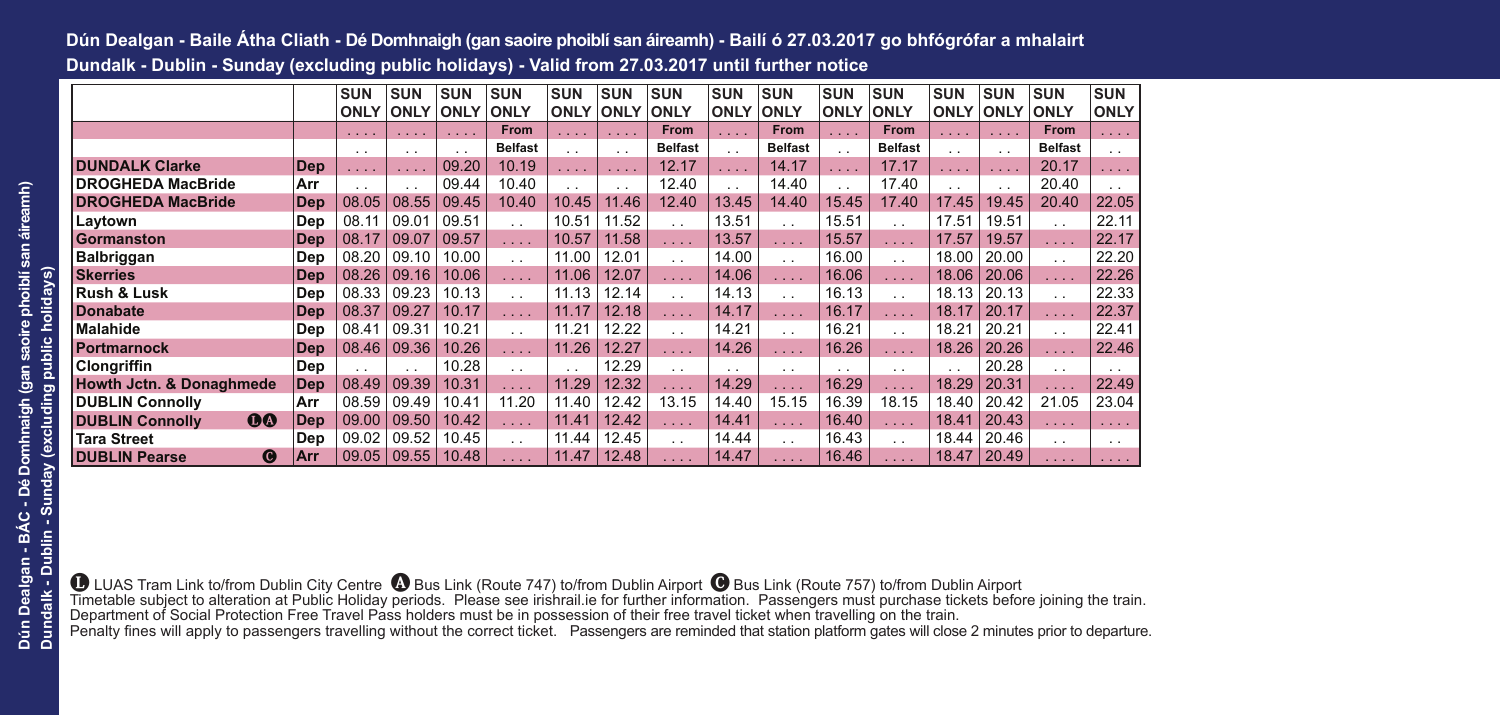## Dún Dealgan - Baile Átha Cliath - Dé Domhnaigh (gan saoire phoiblí san áireamh) - Bailí ó 27.03.2017 go bhfógrófar a mhalairt

## Dundalk - Dublin - Sunday (excluding public holidays) - Valid from 27.03.2017 until further notice

| | | SUN ONLY | SUN ONLY | SUN ONLY | SUN ONLY | SUN ONLY | SUN ONLY | SUN ONLY | SUN ONLY | SUN ONLY | SUN ONLY | SUN ONLY | SUN ONLY | SUN ONLY | SUN ONLY | SUN ONLY |
|---|---|---|---|---|---|---|---|---|---|---|---|---|---|---|---|---|
| | | .... | .... | .... | From | .... | .... | From | .... | From | .... | From | .... | .... | From | .... |
| | | .. | .. | .. | Belfast | .. | .. | Belfast | .. | Belfast | .. | Belfast | .. | .. | Belfast | .. |
| **DUNDALK Clarke** | **Dep** | .... | .... | 09.20 | 10.19 | .... | .... | 12.17 | .... | 14.17 | .... | 17.17 | .... | .... | 20.17 | .... |
| **DROGHEDA MacBride** | **Arr** | .. | .. | 09.44 | 10.40 | .. | .. | 12.40 | .. | 14.40 | .. | 17.40 | .. | .. | 20.40 | .. |
| **DROGHEDA MacBride** | **Dep** | 08.05 | 08.55 | 09.45 | 10.40 | 10.45 | 11.46 | 12.40 | 13.45 | 14.40 | 15.45 | 17.40 | 17.45 | 19.45 | 20.40 | 22.05 |
| **Laytown** | **Dep** | 08.11 | 09.01 | 09.51 | .. | 10.51 | 11.52 | .. | 13.51 | .. | 15.51 | .. | 17.51 | 19.51 | .. | 22.11 |
| **Gormanston** | **Dep** | 08.17 | 09.07 | 09.57 | .... | 10.57 | 11.58 | .... | 13.57 | .... | 15.57 | .... | 17.57 | 19.57 | .... | 22.17 |
| **Balbriggan** | **Dep** | 08.20 | 09.10 | 10.00 | .. | 11.00 | 12.01 | .. | 14.00 | .. | 16.00 | .. | 18.00 | 20.00 | .. | 22.20 |
| **Skerries** | **Dep** | 08.26 | 09.16 | 10.06 | .... | 11.06 | 12.07 | .... | 14.06 | .... | 16.06 | .... | 18.06 | 20.06 | .... | 22.26 |
| **Rush & Lusk** | **Dep** | 08.33 | 09.23 | 10.13 | .. | 11.13 | 12.14 | .. | 14.13 | .. | 16.13 | .. | 18.13 | 20.13 | .. | 22.33 |
| **Donabate** | **Dep** | 08.37 | 09.27 | 10.17 | .... | 11.17 | 12.18 | .... | 14.17 | .... | 16.17 | .... | 18.17 | 20.17 | .... | 22.37 |
| **Malahide** | **Dep** | 08.41 | 09.31 | 10.21 | .. | 11.21 | 12.22 | .. | 14.21 | .. | 16.21 | .. | 18.21 | 20.21 | .. | 22.41 |
| **Portmarnock** | **Dep** | 08.46 | 09.36 | 10.26 | .... | 11.26 | 12.27 | .... | 14.26 | .... | 16.26 | .... | 18.26 | 20.26 | .... | 22.46 |
| **Clongriffin** | **Dep** | .. | .. | 10.28 | .. | .. | 12.29 | .. | .. | .. | .. | .. | .. | 20.28 | .. | .. |
| **Howth Jctn. & Donaghmede** | **Dep** | 08.49 | 09.39 | 10.31 | .... | 11.29 | 12.32 | .... | 14.29 | .... | 16.29 | .... | 18.29 | 20.31 | .... | 22.49 |
| **DUBLIN Connolly** | **Arr** | 08.59 | 09.49 | 10.41 | 11.20 | 11.40 | 12.42 | 13.15 | 14.40 | 15.15 | 16.39 | 18.15 | 18.40 | 20.42 | 21.05 | 23.04 |
| **DUBLIN Connolly** Ⓛ Ⓐ | **Dep** | 09.00 | 09.50 | 10.42 | .... | 11.41 | 12.42 | .... | 14.41 | .... | 16.40 | .... | 18.41 | 20.43 | .... | .... |
| **Tara Street** | **Dep** | 09.02 | 09.52 | 10.45 | .. | 11.44 | 12.45 | .. | 14.44 | .. | 16.43 | .. | 18.44 | 20.46 | .. | .. |
| **DUBLIN Pearse** Ⓒ | **Arr** | 09.05 | 09.55 | 10.48 | .... | 11.47 | 12.48 | .... | 14.47 | .... | 16.46 | .... | 18.47 | 20.49 | .... | .... |

Ⓛ LUAS Tram Link to/from Dublin City Centre Ⓐ Bus Link (Route 747) to/from Dublin Airport Ⓒ Bus Link (Route 757) to/from Dublin Airport

Timetable subject to alteration at Public Holiday periods. Please see irishrail.ie for further information. Passengers must purchase tickets before joining the train.

Department of Social Protection Free Travel Pass holders must be in possession of their free travel ticket when travelling on the train.

Penalty fines will apply to passengers travelling without the correct ticket. Passengers are reminded that station platform gates will close 2 minutes prior to departure.